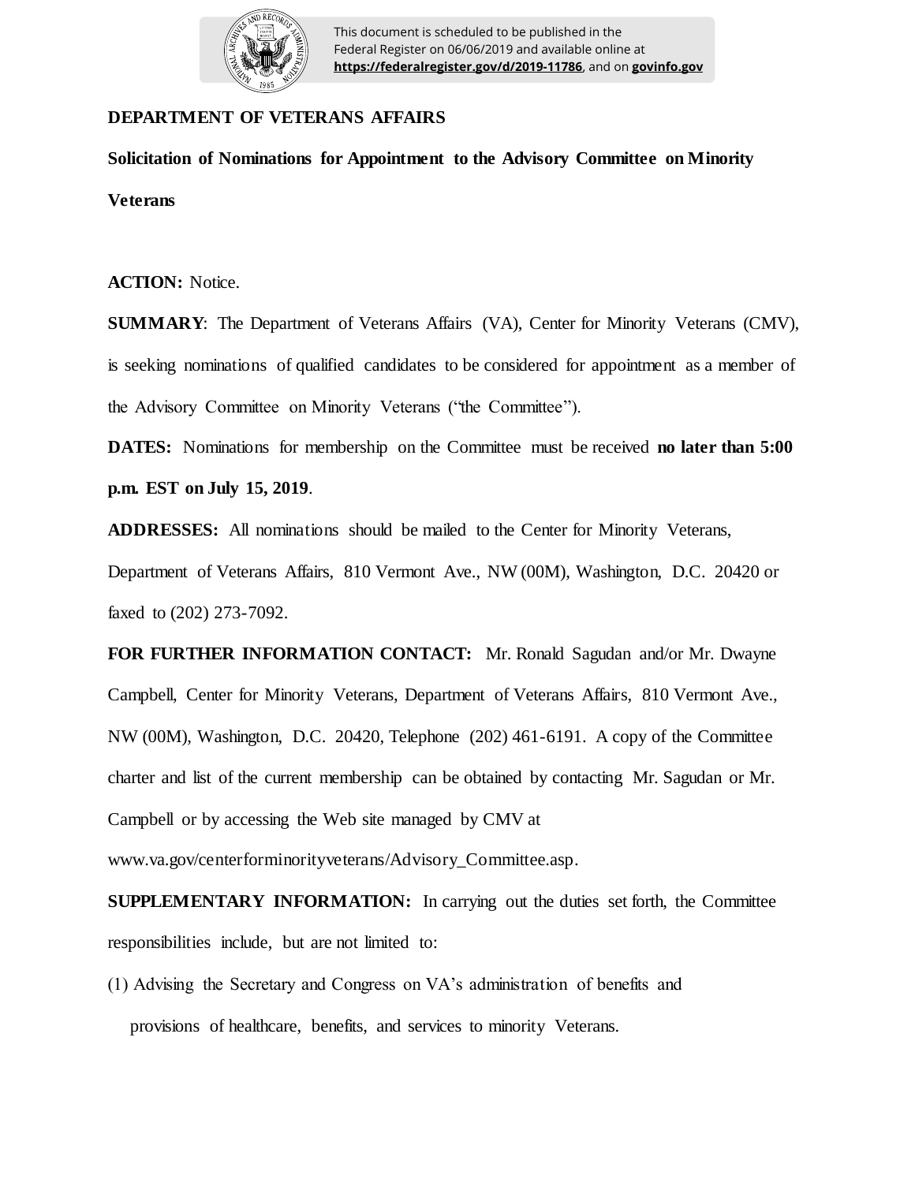**DEPARTMENT OF VETERANS AFFAIRS**

**Solicitation of Nominations for Appointment to the Advisory Committee on Minority Veterans**

**ACTION:** Notice.

**SUMMARY**: The Department of Veterans Affairs (VA), Center for Minority Veterans (CMV), is seeking nominations of qualified candidates to be considered for appointment as a member of the Advisory Committee on Minority Veterans ("the Committee").

**DATES:** Nominations for membership on the Committee must be received **no later than 5:00 p.m. EST on July 15, 2019**.

**ADDRESSES:** All nominations should be mailed to the Center for Minority Veterans, Department of Veterans Affairs, 810 Vermont Ave., NW (00M), Washington, D.C. 20420 or faxed to (202) 273-7092.

**FOR FURTHER INFORMATION CONTACT:** Mr. Ronald Sagudan and/or Mr. Dwayne Campbell, Center for Minority Veterans, Department of Veterans Affairs, 810 Vermont Ave., NW (00M), Washington, D.C. 20420, Telephone (202) 461-6191. A copy of the Committee charter and list of the current membership can be obtained by contacting Mr. Sagudan or Mr. Campbell or by accessing the Web site managed by CMV at www.va.gov/centerforminorityveterans/Advisory_Committee.asp.

**SUPPLEMENTARY INFORMATION:** In carrying out the duties set forth, the Committee responsibilities include, but are not limited to:

(1) Advising the Secretary and Congress on VA's administration of benefits and provisions of healthcare, benefits, and services to minority Veterans.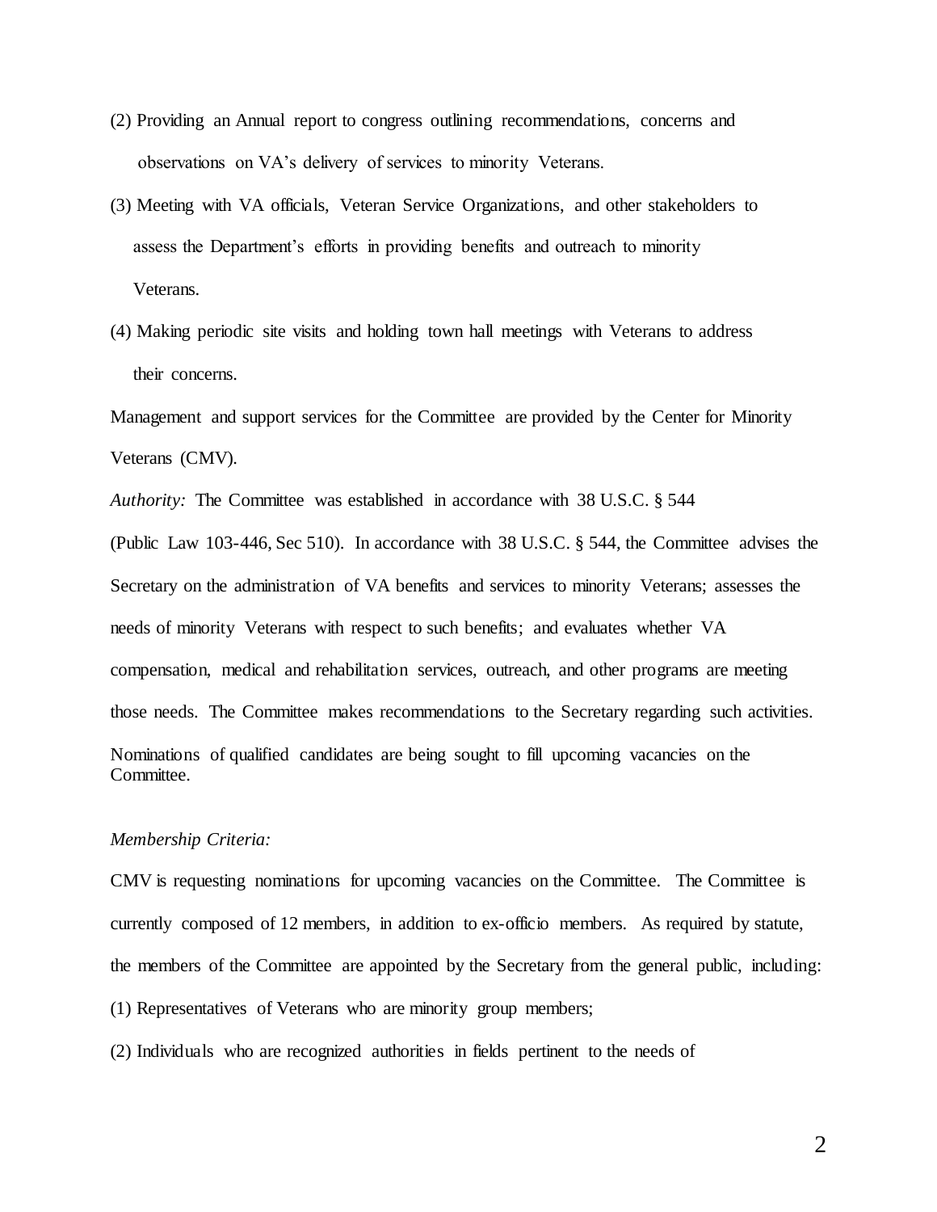(2) Providing an Annual report to congress outlining recommendations, concerns and observations on VA's delivery of services to minority Veterans.

(3) Meeting with VA officials, Veteran Service Organizations, and other stakeholders to assess the Department's efforts in providing benefits and outreach to minority Veterans.

(4) Making periodic site visits and holding town hall meetings with Veterans to address their concerns.

Management and support services for the Committee are provided by the Center for Minority Veterans (CMV).

*Authority:* The Committee was established in accordance with 38 U.S.C. § 544 (Public Law 103-446, Sec 510). In accordance with 38 U.S.C. § 544, the Committee advises the Secretary on the administration of VA benefits and services to minority Veterans; assesses the needs of minority Veterans with respect to such benefits; and evaluates whether VA compensation, medical and rehabilitation services, outreach, and other programs are meeting those needs. The Committee makes recommendations to the Secretary regarding such activities. Nominations of qualified candidates are being sought to fill upcoming vacancies on the Committee.

*Membership Criteria:*

CMV is requesting nominations for upcoming vacancies on the Committee. The Committee is currently composed of 12 members, in addition to ex-officio members. As required by statute, the members of the Committee are appointed by the Secretary from the general public, including:

(1) Representatives of Veterans who are minority group members;

(2) Individuals who are recognized authorities in fields pertinent to the needs of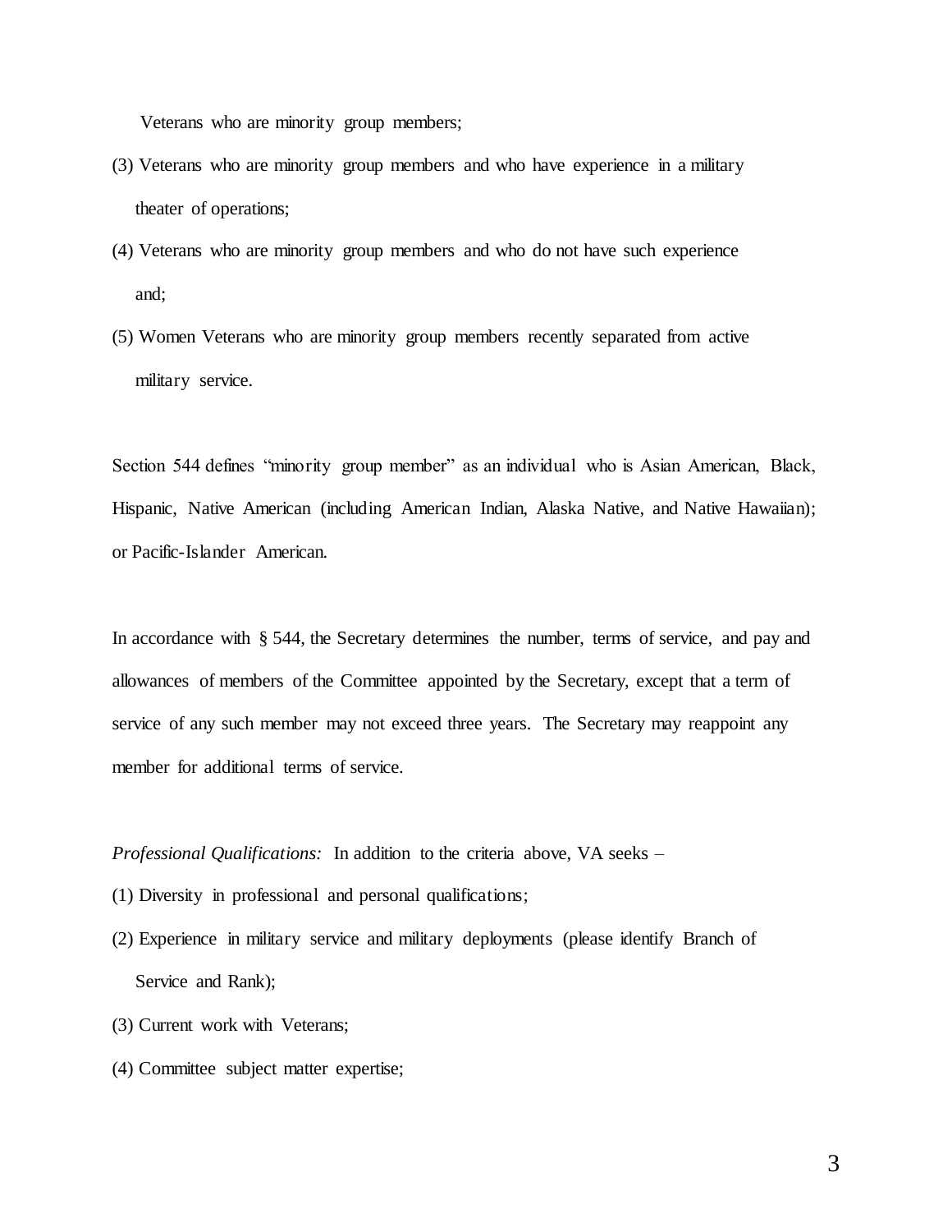Veterans who are minority group members;

(3) Veterans who are minority group members and who have experience in a military theater of operations;

(4) Veterans who are minority group members and who do not have such experience and;

(5) Women Veterans who are minority group members recently separated from active military service.

Section 544 defines "minority group member" as an individual who is Asian American, Black, Hispanic, Native American (including American Indian, Alaska Native, and Native Hawaiian); or Pacific-Islander American.

In accordance with § 544, the Secretary determines the number, terms of service, and pay and allowances of members of the Committee appointed by the Secretary, except that a term of service of any such member may not exceed three years. The Secretary may reappoint any member for additional terms of service.

*Professional Qualifications:* In addition to the criteria above, VA seeks –

(1) Diversity in professional and personal qualifications;

(2) Experience in military service and military deployments (please identify Branch of Service and Rank);

(3) Current work with Veterans;

(4) Committee subject matter expertise;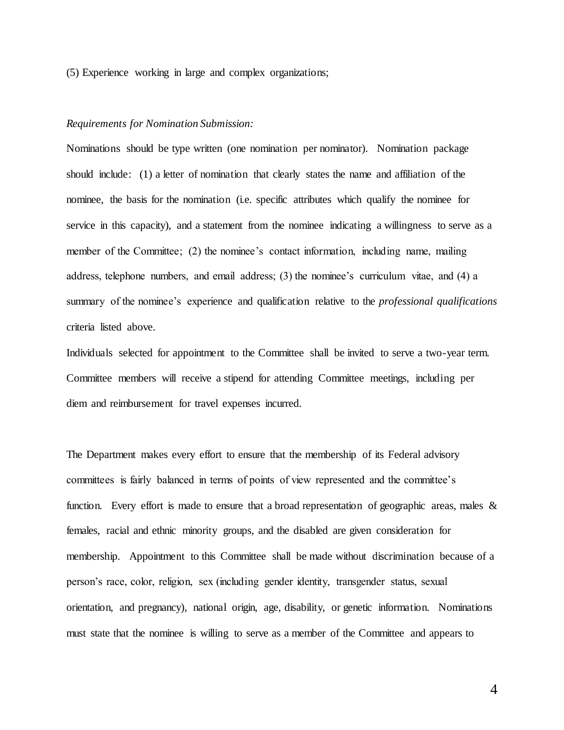(5) Experience working in large and complex organizations;

*Requirements for Nomination Submission:*

Nominations should be type written (one nomination per nominator). Nomination package should include: (1) a letter of nomination that clearly states the name and affiliation of the nominee, the basis for the nomination (i.e. specific attributes which qualify the nominee for service in this capacity), and a statement from the nominee indicating a willingness to serve as a member of the Committee; (2) the nominee's contact information, including name, mailing address, telephone numbers, and email address; (3) the nominee's curriculum vitae, and (4) a summary of the nominee's experience and qualification relative to the *professional qualifications* criteria listed above.

Individuals selected for appointment to the Committee shall be invited to serve a two-year term. Committee members will receive a stipend for attending Committee meetings, including per diem and reimbursement for travel expenses incurred.

The Department makes every effort to ensure that the membership of its Federal advisory committees is fairly balanced in terms of points of view represented and the committee's function. Every effort is made to ensure that a broad representation of geographic areas, males & females, racial and ethnic minority groups, and the disabled are given consideration for membership. Appointment to this Committee shall be made without discrimination because of a person's race, color, religion, sex (including gender identity, transgender status, sexual orientation, and pregnancy), national origin, age, disability, or genetic information. Nominations must state that the nominee is willing to serve as a member of the Committee and appears to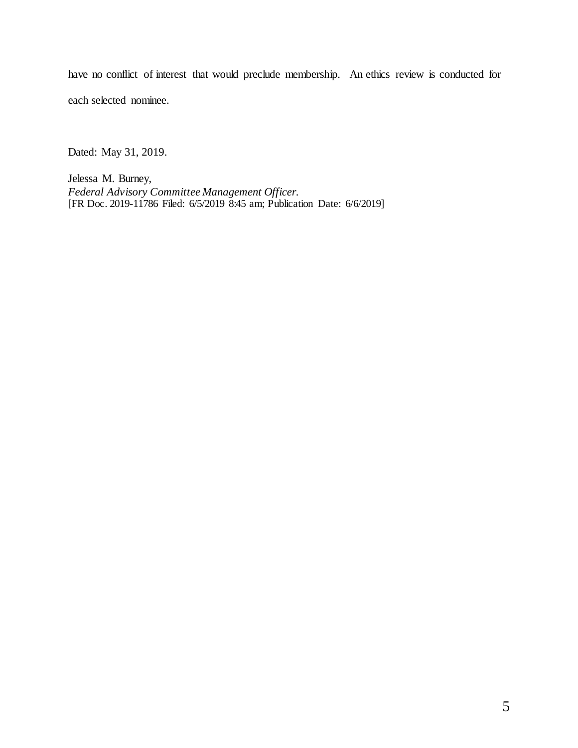have no conflict of interest that would preclude membership. An ethics review is conducted for each selected nominee.

Dated: May 31, 2019.

Jelessa M. Burney,
*Federal Advisory Committee Management Officer.*
[FR Doc. 2019-11786 Filed: 6/5/2019 8:45 am; Publication Date: 6/6/2019]